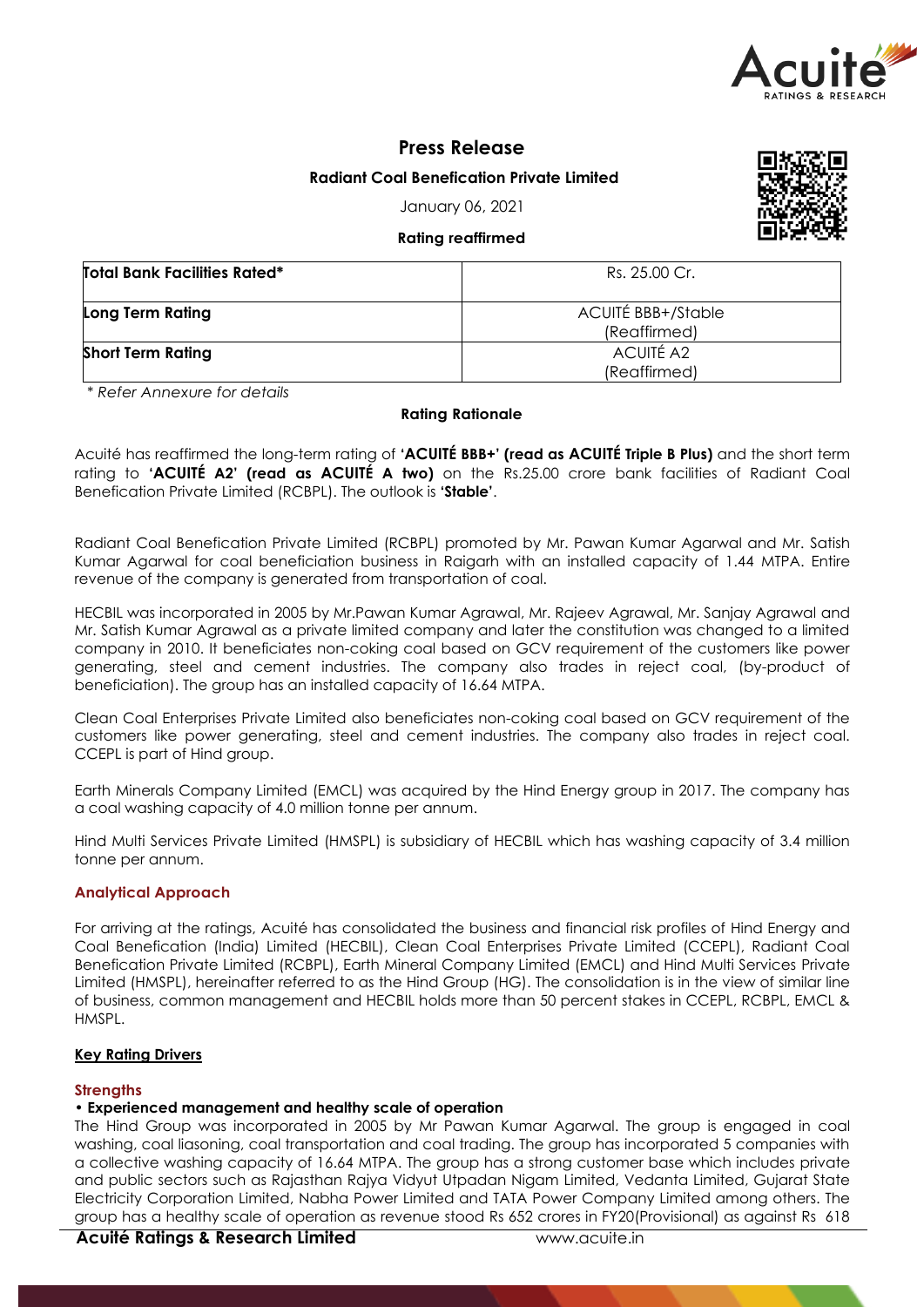# Press Release

**Radiant Coal Benefication Private Limited**

January 06, 2021

**Rating reaffirmed**

| **Total Bank Facilities Rated*** | Rs. 25.00 Cr. |
|---|---|
| **Long Term Rating** | ACUITÉ BBB+/Stable (Reaffirmed) |
| **Short Term Rating** | ACUITÉ A2 (Reaffirmed) |

*\* Refer Annexure for details*

**Rating Rationale**

Acuité has reaffirmed the long-term rating of **'ACUITÉ BBB+' (read as ACUITÉ Triple B Plus)** and the short term rating to **'ACUITÉ A2' (read as ACUITÉ A two)** on the Rs.25.00 crore bank facilities of Radiant Coal Benefication Private Limited (RCBPL). The outlook is **'Stable'**.

Radiant Coal Benefication Private Limited (RCBPL) promoted by Mr. Pawan Kumar Agarwal and Mr. Satish Kumar Agarwal for coal beneficiation business in Raigarh with an installed capacity of 1.44 MTPA. Entire revenue of the company is generated from transportation of coal.

HECBIL was incorporated in 2005 by Mr.Pawan Kumar Agrawal, Mr. Rajeev Agrawal, Mr. Sanjay Agrawal and Mr. Satish Kumar Agrawal as a private limited company and later the constitution was changed to a limited company in 2010. It beneficiates non-coking coal based on GCV requirement of the customers like power generating, steel and cement industries. The company also trades in reject coal, (by-product of beneficiation). The group has an installed capacity of 16.64 MTPA.

Clean Coal Enterprises Private Limited also beneficiates non-coking coal based on GCV requirement of the customers like power generating, steel and cement industries. The company also trades in reject coal. CCEPL is part of Hind group.

Earth Minerals Company Limited (EMCL) was acquired by the Hind Energy group in 2017. The company has a coal washing capacity of 4.0 million tonne per annum.

Hind Multi Services Private Limited (HMSPL) is subsidiary of HECBIL which has washing capacity of 3.4 million tonne per annum.

## Analytical Approach

For arriving at the ratings, Acuité has consolidated the business and financial risk profiles of Hind Energy and Coal Benefication (India) Limited (HECBIL), Clean Coal Enterprises Private Limited (CCEPL), Radiant Coal Benefication Private Limited (RCBPL), Earth Mineral Company Limited (EMCL) and Hind Multi Services Private Limited (HMSPL), hereinafter referred to as the Hind Group (HG). The consolidation is in the view of similar line of business, common management and HECBIL holds more than 50 percent stakes in CCEPL, RCBPL, EMCL & HMSPL.

## Key Rating Drivers

### Strengths

**• Experienced management and healthy scale of operation**

The Hind Group was incorporated in 2005 by Mr Pawan Kumar Agarwal. The group is engaged in coal washing, coal liasoning, coal transportation and coal trading. The group has incorporated 5 companies with a collective washing capacity of 16.64 MTPA. The group has a strong customer base which includes private and public sectors such as Rajasthan Rajya Vidyut Utpadan Nigam Limited, Vedanta Limited, Gujarat State Electricity Corporation Limited, Nabha Power Limited and TATA Power Company Limited among others. The group has a healthy scale of operation as revenue stood Rs 652 crores in FY20(Provisional) as against Rs 618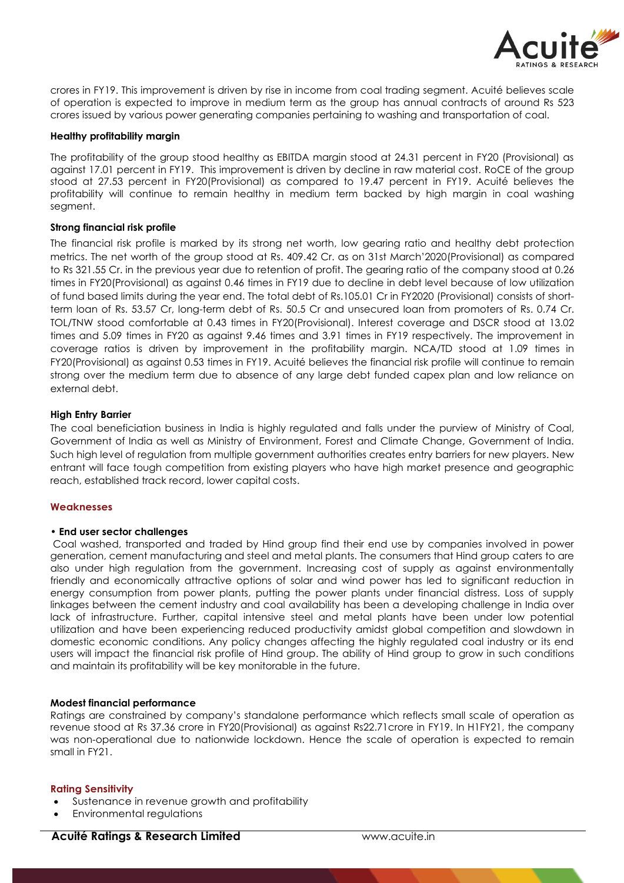crores in FY19. This improvement is driven by rise in income from coal trading segment. Acuité believes scale of operation is expected to improve in medium term as the group has annual contracts of around Rs 523 crores issued by various power generating companies pertaining to washing and transportation of coal.

**Healthy profitability margin**

The profitability of the group stood healthy as EBITDA margin stood at 24.31 percent in FY20 (Provisional) as against 17.01 percent in FY19. This improvement is driven by decline in raw material cost. RoCE of the group stood at 27.53 percent in FY20(Provisional) as compared to 19.47 percent in FY19. Acuité believes the profitability will continue to remain healthy in medium term backed by high margin in coal washing segment.

**Strong financial risk profile**

The financial risk profile is marked by its strong net worth, low gearing ratio and healthy debt protection metrics. The net worth of the group stood at Rs. 409.42 Cr. as on 31st March'2020(Provisional) as compared to Rs 321.55 Cr. in the previous year due to retention of profit. The gearing ratio of the company stood at 0.26 times in FY20(Provisional) as against 0.46 times in FY19 due to decline in debt level because of low utilization of fund based limits during the year end. The total debt of Rs.105.01 Cr in FY2020 (Provisional) consists of short-term loan of Rs. 53.57 Cr, long-term debt of Rs. 50.5 Cr and unsecured loan from promoters of Rs. 0.74 Cr. TOL/TNW stood comfortable at 0.43 times in FY20(Provisional). Interest coverage and DSCR stood at 13.02 times and 5.09 times in FY20 as against 9.46 times and 3.91 times in FY19 respectively. The improvement in coverage ratios is driven by improvement in the profitability margin. NCA/TD stood at 1.09 times in FY20(Provisional) as against 0.53 times in FY19. Acuité believes the financial risk profile will continue to remain strong over the medium term due to absence of any large debt funded capex plan and low reliance on external debt.

**High Entry Barrier**

The coal beneficiation business in India is highly regulated and falls under the purview of Ministry of Coal, Government of India as well as Ministry of Environment, Forest and Climate Change, Government of India. Such high level of regulation from multiple government authorities creates entry barriers for new players. New entrant will face tough competition from existing players who have high market presence and geographic reach, established track record, lower capital costs.

## Weaknesses

- **End user sector challenges**

Coal washed, transported and traded by Hind group find their end use by companies involved in power generation, cement manufacturing and steel and metal plants. The consumers that Hind group caters to are also under high regulation from the government. Increasing cost of supply as against environmentally friendly and economically attractive options of solar and wind power has led to significant reduction in energy consumption from power plants, putting the power plants under financial distress. Loss of supply linkages between the cement industry and coal availability has been a developing challenge in India over lack of infrastructure. Further, capital intensive steel and metal plants have been under low potential utilization and have been experiencing reduced productivity amidst global competition and slowdown in domestic economic conditions. Any policy changes affecting the highly regulated coal industry or its end users will impact the financial risk profile of Hind group. The ability of Hind group to grow in such conditions and maintain its profitability will be key monitorable in the future.

**Modest financial performance**

Ratings are constrained by company's standalone performance which reflects small scale of operation as revenue stood at Rs 37.36 crore in FY20(Provisional) as against Rs22.71crore in FY19. In H1FY21, the company was non-operational due to nationwide lockdown. Hence the scale of operation is expected to remain small in FY21.

## Rating Sensitivity

- Sustenance in revenue growth and profitability
- Environmental regulations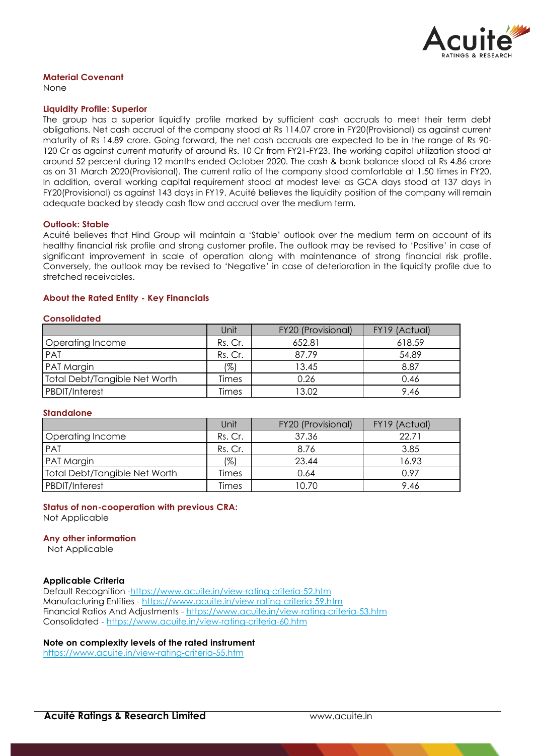**Material Covenant**

None

**Liquidity Profile: Superior**

The group has a superior liquidity profile marked by sufficient cash accruals to meet their term debt obligations. Net cash accrual of the company stood at Rs 114.07 crore in FY20(Provisional) as against current maturity of Rs 14.89 crore. Going forward, the net cash accruals are expected to be in the range of Rs 90-120 Cr as against current maturity of around Rs. 10 Cr from FY21-FY23. The working capital utilization stood at around 52 percent during 12 months ended October 2020. The cash & bank balance stood at Rs 4.86 crore as on 31 March 2020(Provisional). The current ratio of the company stood comfortable at 1.50 times in FY20. In addition, overall working capital requirement stood at modest level as GCA days stood at 137 days in FY20(Provisional) as against 143 days in FY19. Acuité believes the liquidity position of the company will remain adequate backed by steady cash flow and accrual over the medium term.

**Outlook: Stable**

Acuité believes that Hind Group will maintain a 'Stable' outlook over the medium term on account of its healthy financial risk profile and strong customer profile. The outlook may be revised to 'Positive' in case of significant improvement in scale of operation along with maintenance of strong financial risk profile. Conversely, the outlook may be revised to 'Negative' in case of deterioration in the liquidity profile due to stretched receivables.

**About the Rated Entity - Key Financials**

**Consolidated**

| | Unit | FY20 (Provisional) | FY19 (Actual) |
|---|---|---|---|
| Operating Income | Rs. Cr. | 652.81 | 618.59 |
| PAT | Rs. Cr. | 87.79 | 54.89 |
| PAT Margin | (%) | 13.45 | 8.87 |
| Total Debt/Tangible Net Worth | Times | 0.26 | 0.46 |
| PBDIT/Interest | Times | 13.02 | 9.46 |

**Standalone**

| | Unit | FY20 (Provisional) | FY19 (Actual) |
|---|---|---|---|
| Operating Income | Rs. Cr. | 37.36 | 22.71 |
| PAT | Rs. Cr. | 8.76 | 3.85 |
| PAT Margin | (%) | 23.44 | 16.93 |
| Total Debt/Tangible Net Worth | Times | 0.64 | 0.97 |
| PBDIT/Interest | Times | 10.70 | 9.46 |

**Status of non-cooperation with previous CRA:**

Not Applicable

**Any other information**

Not Applicable

**Applicable Criteria**

Default Recognition -https://www.acuite.in/view-rating-criteria-52.htm
Manufacturing Entities - https://www.acuite.in/view-rating-criteria-59.htm
Financial Ratios And Adjustments - https://www.acuite.in/view-rating-criteria-53.htm
Consolidated - https://www.acuite.in/view-rating-criteria-60.htm

**Note on complexity levels of the rated instrument**

https://www.acuite.in/view-rating-criteria-55.htm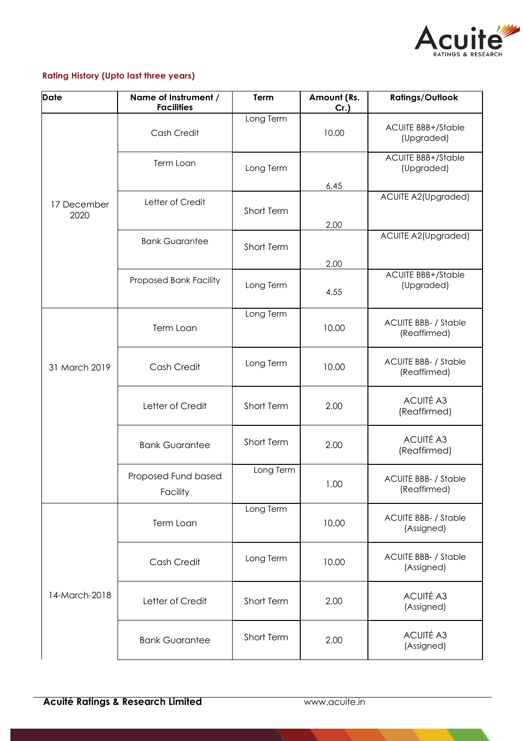**Rating History (Upto last three years)**

| Date | Name of Instrument / Facilities | Term | Amount (Rs. Cr.) | Ratings/Outlook |
|---|---|---|---|---|
| 17 December 2020 | Cash Credit | Long Term | 10.00 | ACUITE BBB+/Stable (Upgraded) |
| | Term Loan | Long Term | 6.45 | ACUITE BBB+/Stable (Upgraded) |
| | Letter of Credit | Short Term | 2.00 | ACUITE A2(Upgraded) |
| | Bank Guarantee | Short Term | 2.00 | ACUITE A2(Upgraded) |
| | Proposed Bank Facility | Long Term | 4.55 | ACUITE BBB+/Stable (Upgraded) |
| 31 March 2019 | Term Loan | Long Term | 10.00 | ACUITE BBB- / Stable (Reaffirmed) |
| | Cash Credit | Long Term | 10.00 | ACUITE BBB- / Stable (Reaffirmed) |
| | Letter of Credit | Short Term | 2.00 | ACUITÉ A3 (Reaffirmed) |
| | Bank Guarantee | Short Term | 2.00 | ACUITÉ A3 (Reaffirmed) |
| | Proposed Fund based Facility | Long Term | 1.00 | ACUITE BBB- / Stable (Reaffirmed) |
| 14-March-2018 | Term Loan | Long Term | 10.00 | ACUITE BBB- / Stable (Assigned) |
| | Cash Credit | Long Term | 10.00 | ACUITE BBB- / Stable (Assigned) |
| | Letter of Credit | Short Term | 2.00 | ACUITÉ A3 (Assigned) |
| | Bank Guarantee | Short Term | 2.00 | ACUITÉ A3 (Assigned) |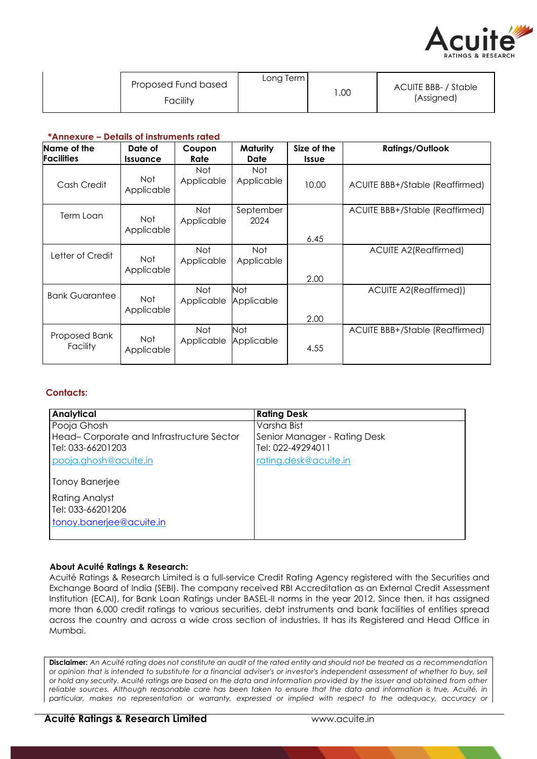| | Proposed Fund based Facility | Long Term | 1.00 | ACUITE BBB- / Stable (Assigned) |
|---|---|---|---|---|

**\*Annexure – Details of instruments rated**

| Name of the Facilities | Date of Issuance | Coupon Rate | Maturity Date | Size of the Issue | Ratings/Outlook |
|---|---|---|---|---|---|
| Cash Credit | Not Applicable | Not Applicable | Not Applicable | 10.00 | ACUITE BBB+/Stable (Reaffirmed) |
| Term Loan | Not Applicable | Not Applicable | September 2024 | 6.45 | ACUITE BBB+/Stable (Reaffirmed) |
| Letter of Credit | Not Applicable | Not Applicable | Not Applicable | 2.00 | ACUITE A2(Reaffirmed) |
| Bank Guarantee | Not Applicable | Not Applicable | Not Applicable | 2.00 | ACUITE A2(Reaffirmed)) |
| Proposed Bank Facility | Not Applicable | Not Applicable | Not Applicable | 4.55 | ACUITE BBB+/Stable (Reaffirmed) |

**Contacts:**

| Analytical | Rating Desk |
|---|---|
| Pooja Ghosh<br>Head– Corporate and Infrastructure Sector<br>Tel: 033-66201203<br>pooja.ghosh@acuite.in<br><br>Tonoy Banerjee<br>Rating Analyst<br>Tel: 033-66201206<br>tonoy.banerjee@acuite.in | Varsha Bist<br>Senior Manager - Rating Desk<br>Tel: 022-49294011<br>rating.desk@acuite.in |

**About Acuité Ratings & Research:**

Acuité Ratings & Research Limited is a full-service Credit Rating Agency registered with the Securities and Exchange Board of India (SEBI). The company received RBI Accreditation as an External Credit Assessment Institution (ECAI), for Bank Loan Ratings under BASEL-II norms in the year 2012. Since then, it has assigned more than 6,000 credit ratings to various securities, debt instruments and bank facilities of entities spread across the country and across a wide cross section of industries. It has its Registered and Head Office in Mumbai.

**Disclaimer:** *An Acuité rating does not constitute an audit of the rated entity and should not be treated as a recommendation or opinion that is intended to substitute for a financial adviser's or investor's independent assessment of whether to buy, sell or hold any security. Acuité ratings are based on the data and information provided by the issuer and obtained from other reliable sources. Although reasonable care has been taken to ensure that the data and information is true, Acuité, in particular, makes no representation or warranty, expressed or implied with respect to the adequacy, accuracy or*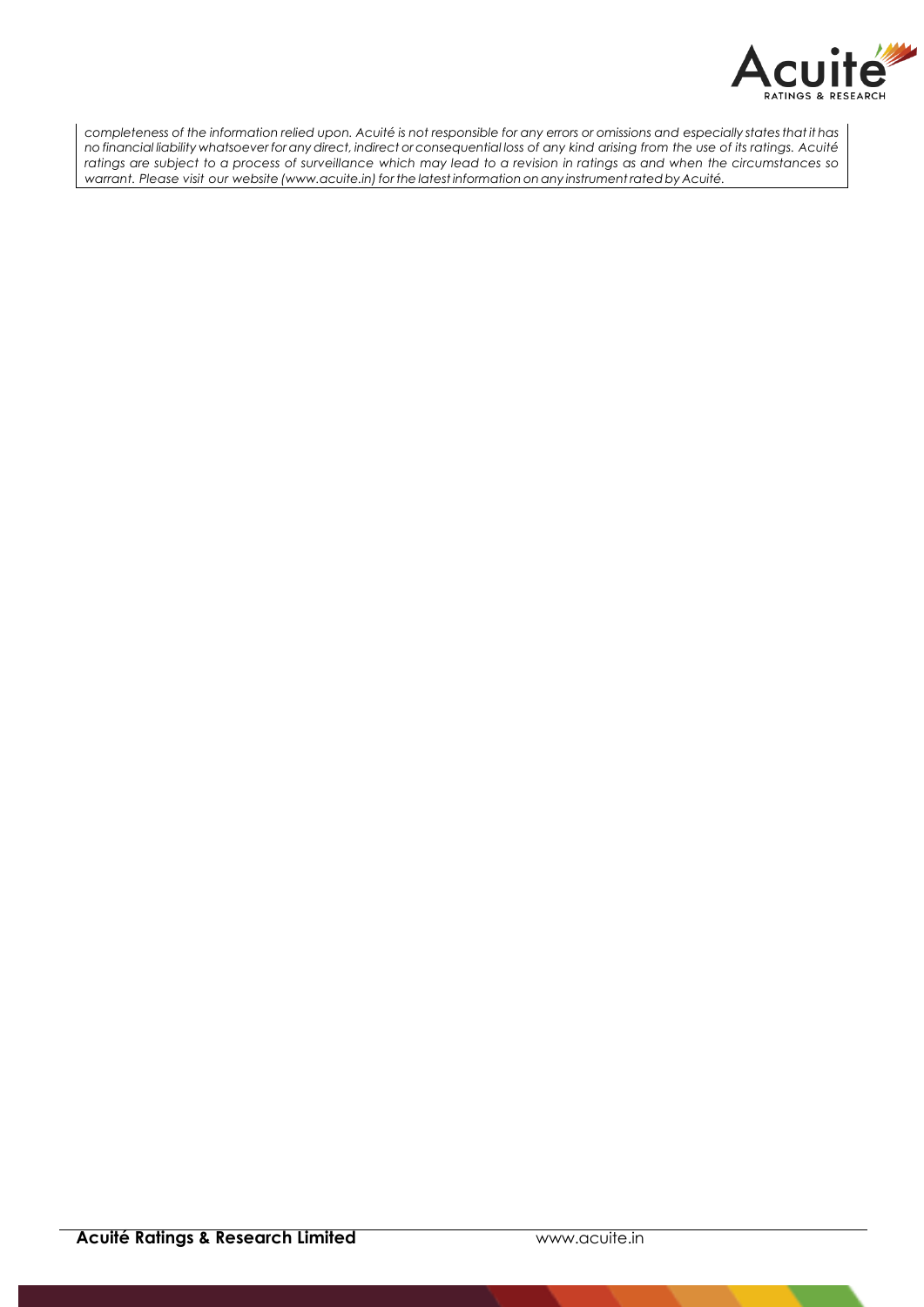*completeness of the information relied upon. Acuité is not responsible for any errors or omissions and especially states that it has no financial liability whatsoever for any direct, indirect or consequential loss of any kind arising from the use of its ratings. Acuité ratings are subject to a process of surveillance which may lead to a revision in ratings as and when the circumstances so warrant. Please visit our website (www.acuite.in) for the latest information on any instrument rated by Acuité.*